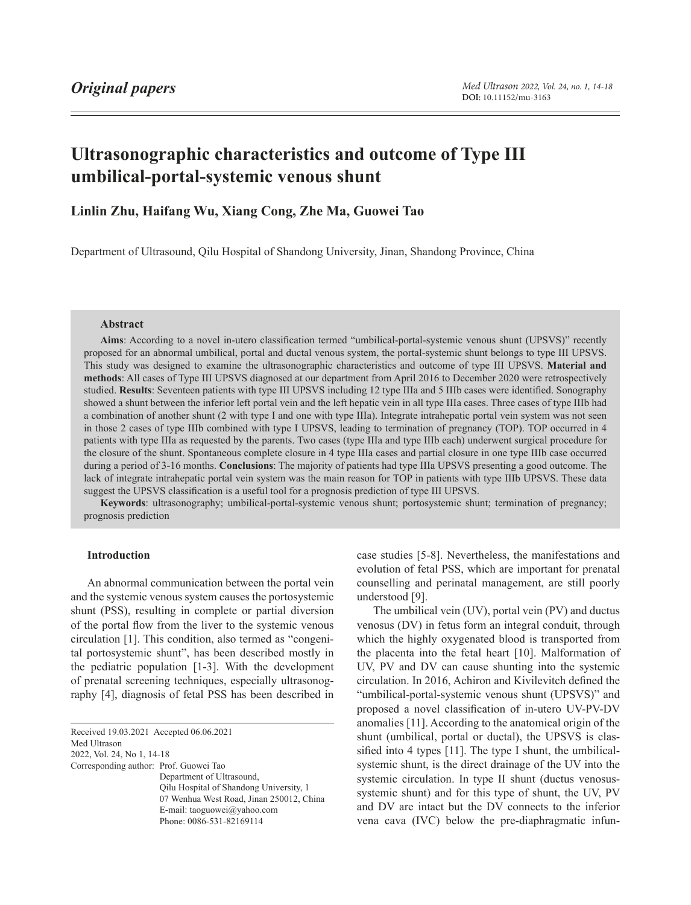*Original papers*

DOI: 10.11152/mu-3163

# Ultrasonographic characteristics and outcome of Type III umbilical-portal-systemic venous shunt

**Linlin Zhu, Haifang Wu, Xiang Cong, Zhe Ma, Guowei Tao**

Department of Ultrasound, Qilu Hospital of Shandong University, Jinan, Shandong Province, China

### Abstract

**Aims**: According to a novel in-utero classification termed "umbilical-portal-systemic venous shunt (UPSVS)" recently proposed for an abnormal umbilical, portal and ductal venous system, the portal-systemic shunt belongs to type III UPSVS. This study was designed to examine the ultrasonographic characteristics and outcome of type III UPSVS. **Material and methods**: All cases of Type III UPSVS diagnosed at our department from April 2016 to December 2020 were retrospectively studied. **Results**: Seventeen patients with type III UPSVS including 12 type IIIa and 5 IIIb cases were identified. Sonography showed a shunt between the inferior left portal vein and the left hepatic vein in all type IIIa cases. Three cases of type IIIb had a combination of another shunt (2 with type I and one with type IIIa). Integrate intrahepatic portal vein system was not seen in those 2 cases of type IIIb combined with type I UPSVS, leading to termination of pregnancy (TOP). TOP occurred in 4 patients with type IIIa as requested by the parents. Two cases (type IIIa and type IIIb each) underwent surgical procedure for the closure of the shunt. Spontaneous complete closure in 4 type IIIa cases and partial closure in one type IIIb case occurred during a period of 3-16 months. **Conclusions**: The majority of patients had type IIIa UPSVS presenting a good outcome. The lack of integrate intrahepatic portal vein system was the main reason for TOP in patients with type IIIb UPSVS. These data suggest the UPSVS classification is a useful tool for a prognosis prediction of type III UPSVS.

**Keywords**: ultrasonography; umbilical-portal-systemic venous shunt; portosystemic shunt; termination of pregnancy; prognosis prediction

## Introduction

An abnormal communication between the portal vein and the systemic venous system causes the portosystemic shunt (PSS), resulting in complete or partial diversion of the portal flow from the liver to the systemic venous circulation [1]. This condition, also termed as "congenital portosystemic shunt", has been described mostly in the pediatric population [1-3]. With the development of prenatal screening techniques, especially ultrasonography [4], diagnosis of fetal PSS has been described in case studies [5-8]. Nevertheless, the manifestations and evolution of fetal PSS, which are important for prenatal counselling and perinatal management, are still poorly understood [9].

The umbilical vein (UV), portal vein (PV) and ductus venosus (DV) in fetus form an integral conduit, through which the highly oxygenated blood is transported from the placenta into the fetal heart [10]. Malformation of UV, PV and DV can cause shunting into the systemic circulation. In 2016, Achiron and Kivilevitch defined the "umbilical-portal-systemic venous shunt (UPSVS)" and proposed a novel classification of in-utero UV-PV-DV anomalies [11]. According to the anatomical origin of the shunt (umbilical, portal or ductal), the UPSVS is classified into 4 types [11]. The type I shunt, the umbilical-systemic shunt, is the direct drainage of the UV into the systemic circulation. In type II shunt (ductus venosus-systemic shunt) and for this type of shunt, the UV, PV and DV are intact but the DV connects to the inferior vena cava (IVC) below the pre-diaphragmatic infun-

Received 19.03.2021 Accepted 06.06.2021
Med Ultrason
2022, Vol. 24, No 1, 14-18
Corresponding author: Prof. Guowei Tao
Department of Ultrasound,
Qilu Hospital of Shandong University, 1
07 Wenhua West Road, Jinan 250012, China
E-mail: taoguowei@yahoo.com
Phone: 0086-531-82169114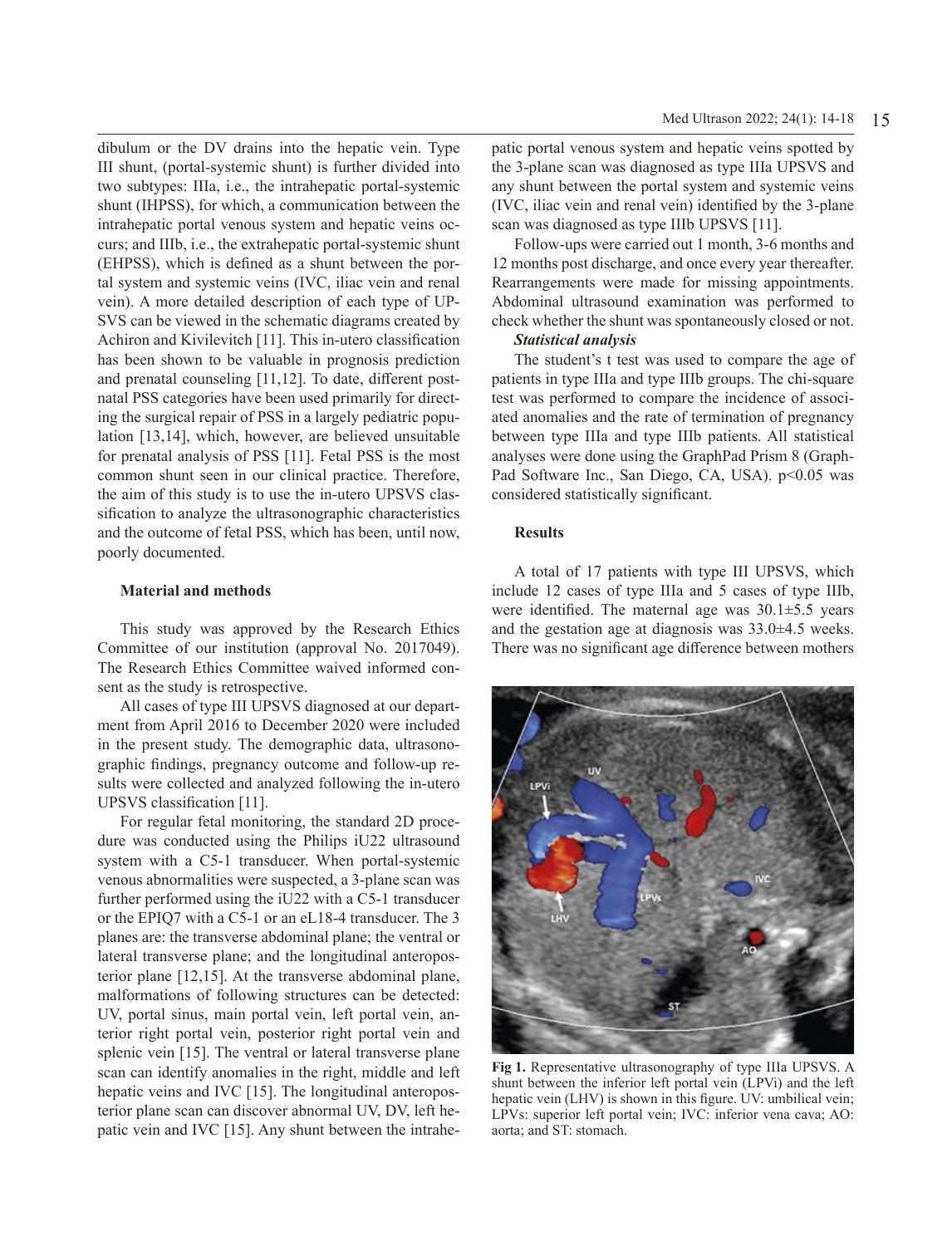dibulum or the DV drains into the hepatic vein. Type III shunt, (portal-systemic shunt) is further divided into two subtypes: IIIa, i.e., the intrahepatic portal-systemic shunt (IHPSS), for which, a communication between the intrahepatic portal venous system and hepatic veins occurs; and IIIb, i.e., the extrahepatic portal-systemic shunt (EHPSS), which is defined as a shunt between the portal system and systemic veins (IVC, iliac vein and renal vein). A more detailed description of each type of UPSVS can be viewed in the schematic diagrams created by Achiron and Kivilevitch [11]. This in-utero classification has been shown to be valuable in prognosis prediction and prenatal counseling [11,12]. To date, different postnatal PSS categories have been used primarily for directing the surgical repair of PSS in a largely pediatric population [13,14], which, however, are believed unsuitable for prenatal analysis of PSS [11]. Fetal PSS is the most common shunt seen in our clinical practice. Therefore, the aim of this study is to use the in-utero UPSVS classification to analyze the ultrasonographic characteristics and the outcome of fetal PSS, which has been, until now, poorly documented.

## Material and methods

This study was approved by the Research Ethics Committee of our institution (approval No. 2017049). The Research Ethics Committee waived informed consent as the study is retrospective.

All cases of type III UPSVS diagnosed at our department from April 2016 to December 2020 were included in the present study. The demographic data, ultrasonographic findings, pregnancy outcome and follow-up results were collected and analyzed following the in-utero UPSVS classification [11].

For regular fetal monitoring, the standard 2D procedure was conducted using the Philips iU22 ultrasound system with a C5-1 transducer. When portal-systemic venous abnormalities were suspected, a 3-plane scan was further performed using the iU22 with a C5-1 transducer or the EPIQ7 with a C5-1 or an eL18-4 transducer. The 3 planes are: the transverse abdominal plane; the ventral or lateral transverse plane; and the longitudinal anteroposterior plane [12,15]. At the transverse abdominal plane, malformations of following structures can be detected: UV, portal sinus, main portal vein, left portal vein, anterior right portal vein, posterior right portal vein and splenic vein [15]. The ventral or lateral transverse plane scan can identify anomalies in the right, middle and left hepatic veins and IVC [15]. The longitudinal anteroposterior plane scan can discover abnormal UV, DV, left hepatic vein and IVC [15]. Any shunt between the intrahepatic portal venous system and hepatic veins spotted by the 3-plane scan was diagnosed as type IIIa UPSVS and any shunt between the portal system and systemic veins (IVC, iliac vein and renal vein) identified by the 3-plane scan was diagnosed as type IIIb UPSVS [11].

Follow-ups were carried out 1 month, 3-6 months and 12 months post discharge, and once every year thereafter. Rearrangements were made for missing appointments. Abdominal ultrasound examination was performed to check whether the shunt was spontaneously closed or not.

### *Statistical analysis*

The student's t test was used to compare the age of patients in type IIIa and type IIIb groups. The chi-square test was performed to compare the incidence of associated anomalies and the rate of termination of pregnancy between type IIIa and type IIIb patients. All statistical analyses were done using the GraphPad Prism 8 (GraphPad Software Inc., San Diego, CA, USA). $p<0.05$ was considered statistically significant.

## Results

A total of 17 patients with type III UPSVS, which include 12 cases of type IIIa and 5 cases of type IIIb, were identified. The maternal age was 30.1±5.5 years and the gestation age at diagnosis was 33.0±4.5 weeks. There was no significant age difference between mothers

**Fig 1.** Representative ultrasonography of type IIIa UPSVS. A shunt between the inferior left portal vein (LPVi) and the left hepatic vein (LHV) is shown in this figure. UV: umbilical vein; LPVs: superior left portal vein; IVC: inferior vena cava; AO: aorta; and ST: stomach.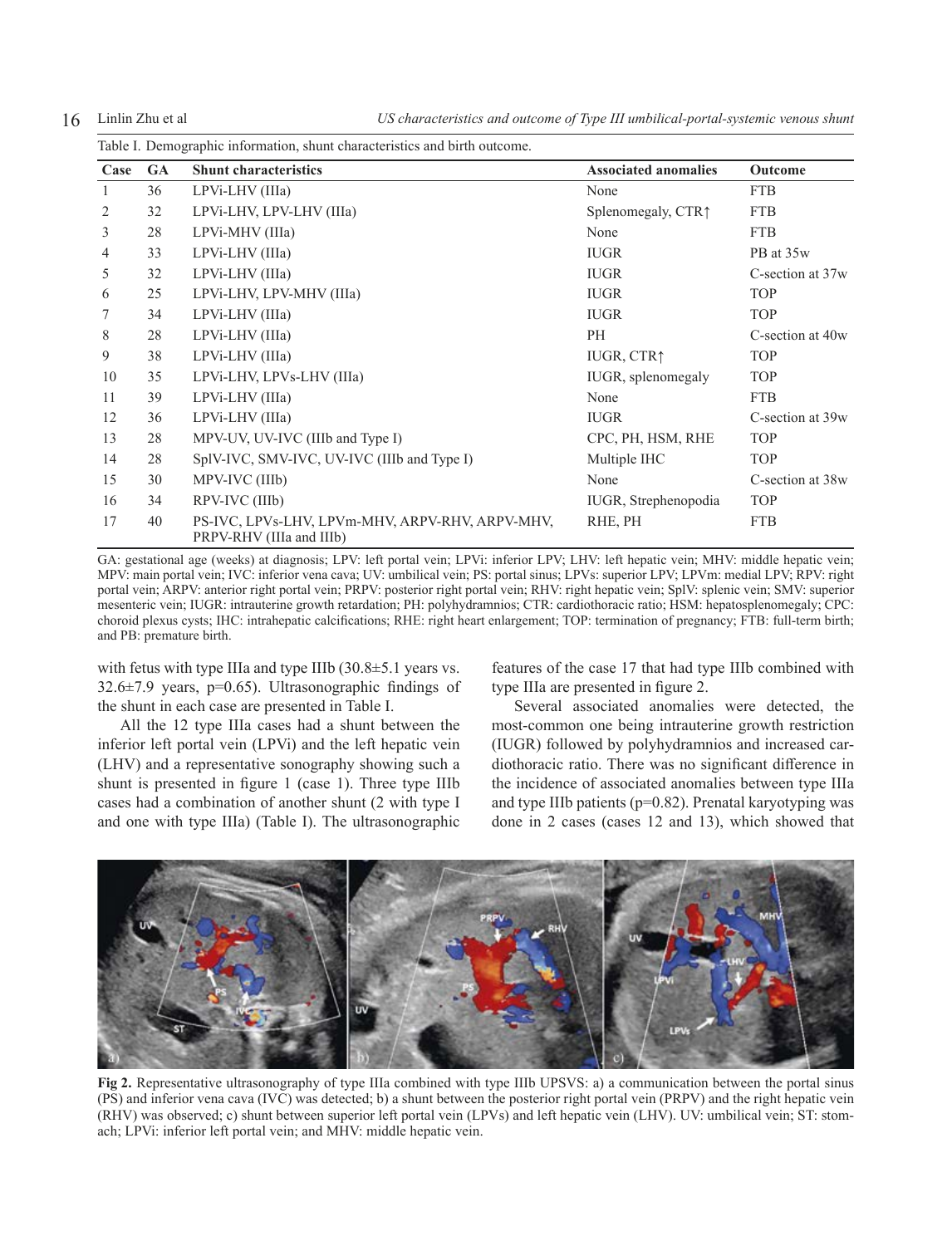Table I. Demographic information, shunt characteristics and birth outcome.

| Case | GA | Shunt characteristics | Associated anomalies | Outcome |
|---|---|---|---|---|
| 1 | 36 | LPVi-LHV (IIIa) | None | FTB |
| 2 | 32 | LPVi-LHV, LPV-LHV (IIIa) | Splenomegaly, CTR↑ | FTB |
| 3 | 28 | LPVi-MHV (IIIa) | None | FTB |
| 4 | 33 | LPVi-LHV (IIIa) | IUGR | PB at 35w |
| 5 | 32 | LPVi-LHV (IIIa) | IUGR | C-section at 37w |
| 6 | 25 | LPVi-LHV, LPV-MHV (IIIa) | IUGR | TOP |
| 7 | 34 | LPVi-LHV (IIIa) | IUGR | TOP |
| 8 | 28 | LPVi-LHV (IIIa) | PH | C-section at 40w |
| 9 | 38 | LPVi-LHV (IIIa) | IUGR, CTR↑ | TOP |
| 10 | 35 | LPVi-LHV, LPVs-LHV (IIIa) | IUGR, splenomegaly | TOP |
| 11 | 39 | LPVi-LHV (IIIa) | None | FTB |
| 12 | 36 | LPVi-LHV (IIIa) | IUGR | C-section at 39w |
| 13 | 28 | MPV-UV, UV-IVC (IIIb and Type I) | CPC, PH, HSM, RHE | TOP |
| 14 | 28 | SplV-IVC, SMV-IVC, UV-IVC (IIIb and Type I) | Multiple IHC | TOP |
| 15 | 30 | MPV-IVC (IIIb) | None | C-section at 38w |
| 16 | 34 | RPV-IVC (IIIb) | IUGR, Strephenopodia | TOP |
| 17 | 40 | PS-IVC, LPVs-LHV, LPVm-MHV, ARPV-RHV, ARPV-MHV, PRPV-RHV (IIIa and IIIb) | RHE, PH | FTB |

GA: gestational age (weeks) at diagnosis; LPV: left portal vein; LPVi: inferior LPV; LHV: left hepatic vein; MHV: middle hepatic vein; MPV: main portal vein; IVC: inferior vena cava; UV: umbilical vein; PS: portal sinus; LPVs: superior LPV; LPVm: medial LPV; RPV: right portal vein; ARPV: anterior right portal vein; PRPV: posterior right portal vein; RHV: right hepatic vein; SplV: splenic vein; SMV: superior mesenteric vein; IUGR: intrauterine growth retardation; PH: polyhydramnios; CTR: cardiothoracic ratio; HSM: hepatosplenomegaly; CPC: choroid plexus cysts; IHC: intrahepatic calcifications; RHE: right heart enlargement; TOP: termination of pregnancy; FTB: full-term birth; and PB: premature birth.

with fetus with type IIIa and type IIIb (30.8±5.1 years vs. 32.6±7.9 years, $p=0.65$). Ultrasonographic findings of the shunt in each case are presented in Table I.

All the 12 type IIIa cases had a shunt between the inferior left portal vein (LPVi) and the left hepatic vein (LHV) and a representative sonography showing such a shunt is presented in figure 1 (case 1). Three type IIIb cases had a combination of another shunt (2 with type I and one with type IIIa) (Table I). The ultrasonographic features of the case 17 that had type IIIb combined with type IIIa are presented in figure 2.

Several associated anomalies were detected, the most-common one being intrauterine growth restriction (IUGR) followed by polyhydramnios and increased cardiothoracic ratio. There was no significant difference in the incidence of associated anomalies between type IIIa and type IIIb patients ($p=0.82$). Prenatal karyotyping was done in 2 cases (cases 12 and 13), which showed that

**Fig 2.** Representative ultrasonography of type IIIa combined with type IIIb UPSVS: a) a communication between the portal sinus (PS) and inferior vena cava (IVC) was detected; b) a shunt between the posterior right portal vein (PRPV) and the right hepatic vein (RHV) was observed; c) shunt between superior left portal vein (LPVs) and left hepatic vein (LHV). UV: umbilical vein; ST: stomach; LPVi: inferior left portal vein; and MHV: middle hepatic vein.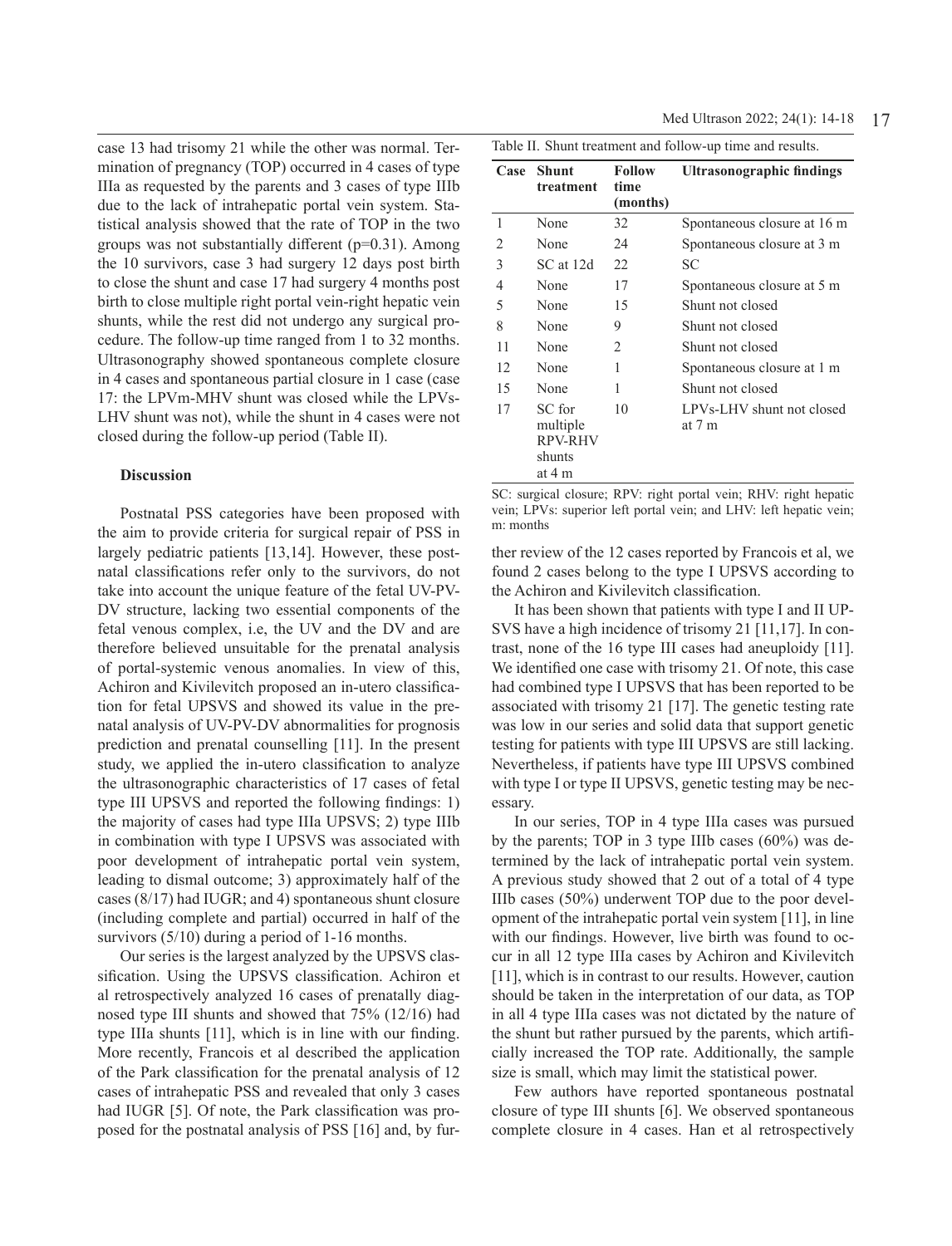case 13 had trisomy 21 while the other was normal. Termination of pregnancy (TOP) occurred in 4 cases of type IIIa as requested by the parents and 3 cases of type IIIb due to the lack of intrahepatic portal vein system. Statistical analysis showed that the rate of TOP in the two groups was not substantially different ($p=0.31$). Among the 10 survivors, case 3 had surgery 12 days post birth to close the shunt and case 17 had surgery 4 months post birth to close multiple right portal vein-right hepatic vein shunts, while the rest did not undergo any surgical procedure. The follow-up time ranged from 1 to 32 months. Ultrasonography showed spontaneous complete closure in 4 cases and spontaneous partial closure in 1 case (case 17: the LPVm-MHV shunt was closed while the LPVs-LHV shunt was not), while the shunt in 4 cases were not closed during the follow-up period (Table II).

Table II. Shunt treatment and follow-up time and results.

| Case | Shunt treatment | Follow time (months) | Ultrasonographic findings |
|---|---|---|---|
| 1 | None | 32 | Spontaneous closure at 16 m |
| 2 | None | 24 | Spontaneous closure at 3 m |
| 3 | SC at 12d | 22 | SC |
| 4 | None | 17 | Spontaneous closure at 5 m |
| 5 | None | 15 | Shunt not closed |
| 8 | None | 9 | Shunt not closed |
| 11 | None | 2 | Shunt not closed |
| 12 | None | 1 | Spontaneous closure at 1 m |
| 15 | None | 1 | Shunt not closed |
| 17 | SC for multiple RPV-RHV shunts at 4 m | 10 | LPVs-LHV shunt not closed at 7 m |

SC: surgical closure; RPV: right portal vein; RHV: right hepatic vein; LPVs: superior left portal vein; and LHV: left hepatic vein; m: months

## Discussion

Postnatal PSS categories have been proposed with the aim to provide criteria for surgical repair of PSS in largely pediatric patients [13,14]. However, these postnatal classifications refer only to the survivors, do not take into account the unique feature of the fetal UV-PV-DV structure, lacking two essential components of the fetal venous complex, i.e, the UV and the DV and are therefore believed unsuitable for the prenatal analysis of portal-systemic venous anomalies. In view of this, Achiron and Kivilevitch proposed an in-utero classification for fetal UPSVS and showed its value in the prenatal analysis of UV-PV-DV abnormalities for prognosis prediction and prenatal counselling [11]. In the present study, we applied the in-utero classification to analyze the ultrasonographic characteristics of 17 cases of fetal type III UPSVS and reported the following findings: 1) the majority of cases had type IIIa UPSVS; 2) type IIIb in combination with type I UPSVS was associated with poor development of intrahepatic portal vein system, leading to dismal outcome; 3) approximately half of the cases (8/17) had IUGR; and 4) spontaneous shunt closure (including complete and partial) occurred in half of the survivors (5/10) during a period of 1-16 months.

Our series is the largest analyzed by the UPSVS classification. Using the UPSVS classification. Achiron et al retrospectively analyzed 16 cases of prenatally diagnosed type III shunts and showed that 75% (12/16) had type IIIa shunts [11], which is in line with our finding. More recently, Francois et al described the application of the Park classification for the prenatal analysis of 12 cases of intrahepatic PSS and revealed that only 3 cases had IUGR [5]. Of note, the Park classification was proposed for the postnatal analysis of PSS [16] and, by further review of the 12 cases reported by Francois et al, we found 2 cases belong to the type I UPSVS according to the Achiron and Kivilevitch classification.

It has been shown that patients with type I and II UPSVS have a high incidence of trisomy 21 [11,17]. In contrast, none of the 16 type III cases had aneuploidy [11]. We identified one case with trisomy 21. Of note, this case had combined type I UPSVS that has been reported to be associated with trisomy 21 [17]. The genetic testing rate was low in our series and solid data that support genetic testing for patients with type III UPSVS are still lacking. Nevertheless, if patients have type III UPSVS combined with type I or type II UPSVS, genetic testing may be necessary.

In our series, TOP in 4 type IIIa cases was pursued by the parents; TOP in 3 type IIIb cases (60%) was determined by the lack of intrahepatic portal vein system. A previous study showed that 2 out of a total of 4 type IIIb cases (50%) underwent TOP due to the poor development of the intrahepatic portal vein system [11], in line with our findings. However, live birth was found to occur in all 12 type IIIa cases by Achiron and Kivilevitch [11], which is in contrast to our results. However, caution should be taken in the interpretation of our data, as TOP in all 4 type IIIa cases was not dictated by the nature of the shunt but rather pursued by the parents, which artificially increased the TOP rate. Additionally, the sample size is small, which may limit the statistical power.

Few authors have reported spontaneous postnatal closure of type III shunts [6]. We observed spontaneous complete closure in 4 cases. Han et al retrospectively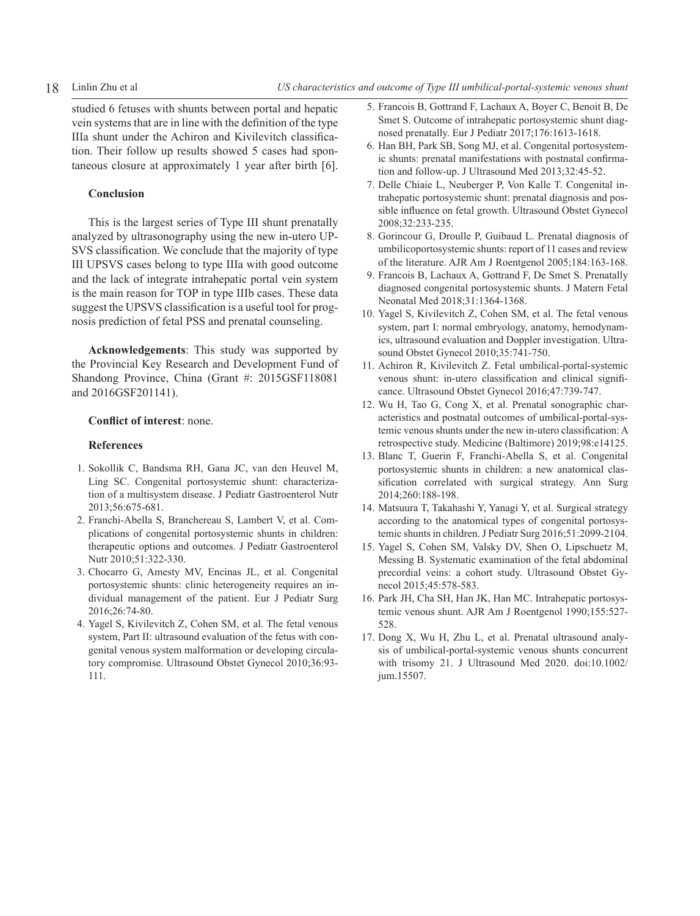studied 6 fetuses with shunts between portal and hepatic vein systems that are in line with the definition of the type IIIa shunt under the Achiron and Kivilevitch classification. Their follow up results showed 5 cases had spontaneous closure at approximately 1 year after birth [6].

### Conclusion

This is the largest series of Type III shunt prenatally analyzed by ultrasonography using the new in-utero UPSVS classification. We conclude that the majority of type III UPSVS cases belong to type IIIa with good outcome and the lack of integrate intrahepatic portal vein system is the main reason for TOP in type IIIb cases. These data suggest the UPSVS classification is a useful tool for prognosis prediction of fetal PSS and prenatal counseling.

**Acknowledgements**: This study was supported by the Provincial Key Research and Development Fund of Shandong Province, China (Grant #: 2015GSF118081 and 2016GSF201141).

**Conflict of interest**: none.

### References

1. Sokollik C, Bandsma RH, Gana JC, van den Heuvel M, Ling SC. Congenital portosystemic shunt: characterization of a multisystem disease. J Pediatr Gastroenterol Nutr 2013;56:675-681.
2. Franchi-Abella S, Branchereau S, Lambert V, et al. Complications of congenital portosystemic shunts in children: therapeutic options and outcomes. J Pediatr Gastroenterol Nutr 2010;51:322-330.
3. Chocarro G, Amesty MV, Encinas JL, et al. Congenital portosystemic shunts: clinic heterogeneity requires an individual management of the patient. Eur J Pediatr Surg 2016;26:74-80.
4. Yagel S, Kivilevitch Z, Cohen SM, et al. The fetal venous system, Part II: ultrasound evaluation of the fetus with congenital venous system malformation or developing circulatory compromise. Ultrasound Obstet Gynecol 2010;36:93-111.
5. Francois B, Gottrand F, Lachaux A, Boyer C, Benoit B, De Smet S. Outcome of intrahepatic portosystemic shunt diagnosed prenatally. Eur J Pediatr 2017;176:1613-1618.
6. Han BH, Park SB, Song MJ, et al. Congenital portosystemic shunts: prenatal manifestations with postnatal confirmation and follow-up. J Ultrasound Med 2013;32:45-52.
7. Delle Chiaie L, Neuberger P, Von Kalle T. Congenital intrahepatic portosystemic shunt: prenatal diagnosis and possible influence on fetal growth. Ultrasound Obstet Gynecol 2008;32:233-235.
8. Gorincour G, Droulle P, Guibaud L. Prenatal diagnosis of umbilicoportosystemic shunts: report of 11 cases and review of the literature. AJR Am J Roentgenol 2005;184:163-168.
9. Francois B, Lachaux A, Gottrand F, De Smet S. Prenatally diagnosed congenital portosystemic shunts. J Matern Fetal Neonatal Med 2018;31:1364-1368.
10. Yagel S, Kivilevitch Z, Cohen SM, et al. The fetal venous system, part I: normal embryology, anatomy, hemodynamics, ultrasound evaluation and Doppler investigation. Ultrasound Obstet Gynecol 2010;35:741-750.
11. Achiron R, Kivilevitch Z. Fetal umbilical-portal-systemic venous shunt: in-utero classification and clinical significance. Ultrasound Obstet Gynecol 2016;47:739-747.
12. Wu H, Tao G, Cong X, et al. Prenatal sonographic characteristics and postnatal outcomes of umbilical-portal-systemic venous shunts under the new in-utero classification: A retrospective study. Medicine (Baltimore) 2019;98:e14125.
13. Blanc T, Guerin F, Franchi-Abella S, et al. Congenital portosystemic shunts in children: a new anatomical classification correlated with surgical strategy. Ann Surg 2014;260:188-198.
14. Matsuura T, Takahashi Y, Yanagi Y, et al. Surgical strategy according to the anatomical types of congenital portosystemic shunts in children. J Pediatr Surg 2016;51:2099-2104.
15. Yagel S, Cohen SM, Valsky DV, Shen O, Lipschuetz M, Messing B. Systematic examination of the fetal abdominal precordial veins: a cohort study. Ultrasound Obstet Gynecol 2015;45:578-583.
16. Park JH, Cha SH, Han JK, Han MC. Intrahepatic portosystemic venous shunt. AJR Am J Roentgenol 1990;155:527-528.
17. Dong X, Wu H, Zhu L, et al. Prenatal ultrasound analysis of umbilical-portal-systemic venous shunts concurrent with trisomy 21. J Ultrasound Med 2020. doi:10.1002/jum.15507.